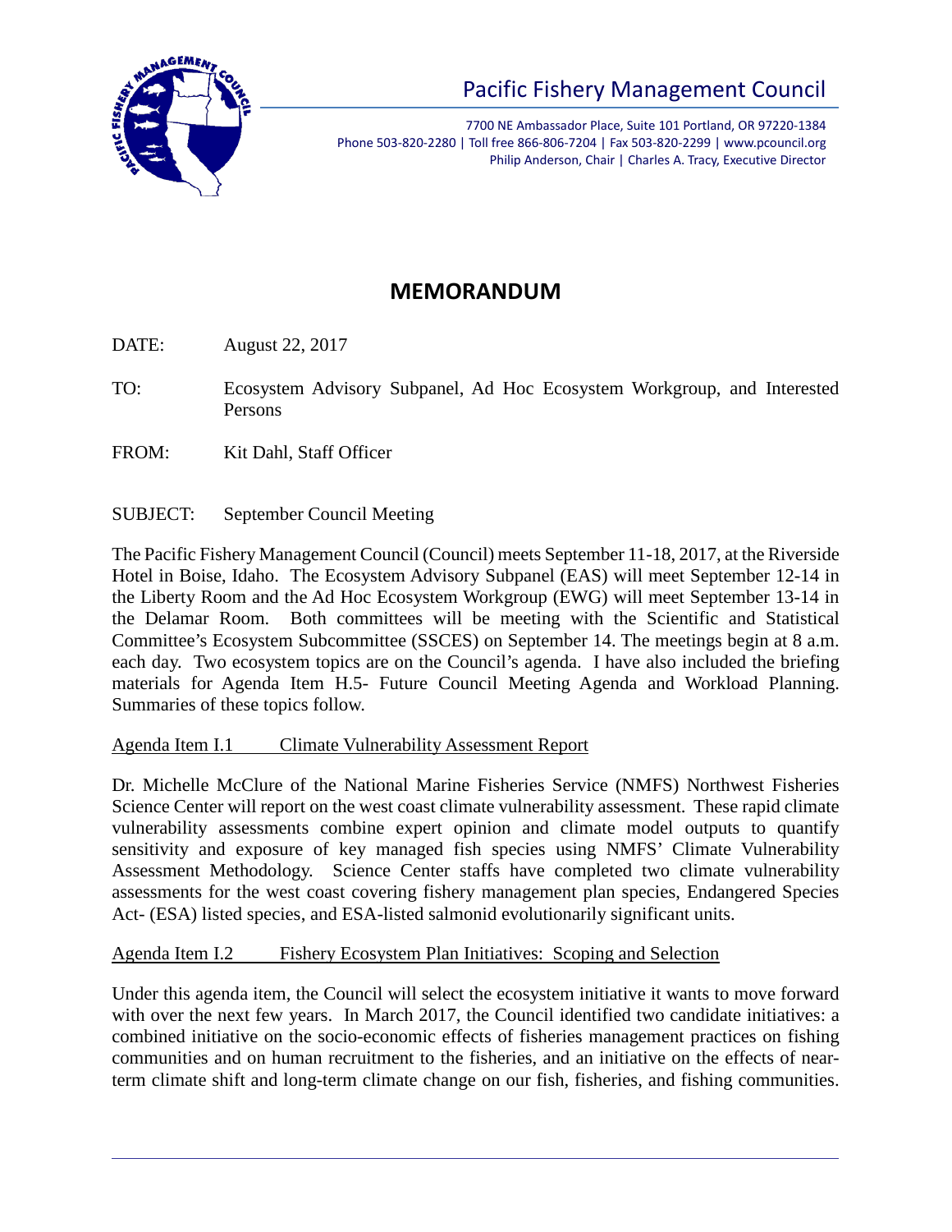# Pacific Fishery Management Council

7700 NE Ambassador Place, Suite 101 Portland, OR 97220-1384
Phone 503-820-2280 | Toll free 866-806-7204 | Fax 503-820-2299 | www.pcouncil.org
Philip Anderson, Chair | Charles A. Tracy, Executive Director

## MEMORANDUM

DATE: August 22, 2017

TO: Ecosystem Advisory Subpanel, Ad Hoc Ecosystem Workgroup, and Interested Persons

FROM: Kit Dahl, Staff Officer

SUBJECT: September Council Meeting

The Pacific Fishery Management Council (Council) meets September 11-18, 2017, at the Riverside Hotel in Boise, Idaho. The Ecosystem Advisory Subpanel (EAS) will meet September 12-14 in the Liberty Room and the Ad Hoc Ecosystem Workgroup (EWG) will meet September 13-14 in the Delamar Room. Both committees will be meeting with the Scientific and Statistical Committee's Ecosystem Subcommittee (SSCES) on September 14. The meetings begin at 8 a.m. each day. Two ecosystem topics are on the Council's agenda. I have also included the briefing materials for Agenda Item H.5- Future Council Meeting Agenda and Workload Planning. Summaries of these topics follow.

<u>Agenda Item I.1 Climate Vulnerability Assessment Report</u>

Dr. Michelle McClure of the National Marine Fisheries Service (NMFS) Northwest Fisheries Science Center will report on the west coast climate vulnerability assessment. These rapid climate vulnerability assessments combine expert opinion and climate model outputs to quantify sensitivity and exposure of key managed fish species using NMFS' Climate Vulnerability Assessment Methodology. Science Center staffs have completed two climate vulnerability assessments for the west coast covering fishery management plan species, Endangered Species Act- (ESA) listed species, and ESA-listed salmonid evolutionarily significant units.

<u>Agenda Item I.2 Fishery Ecosystem Plan Initiatives: Scoping and Selection</u>

Under this agenda item, the Council will select the ecosystem initiative it wants to move forward with over the next few years. In March 2017, the Council identified two candidate initiatives: a combined initiative on the socio-economic effects of fisheries management practices on fishing communities and on human recruitment to the fisheries, and an initiative on the effects of near-term climate shift and long-term climate change on our fish, fisheries, and fishing communities.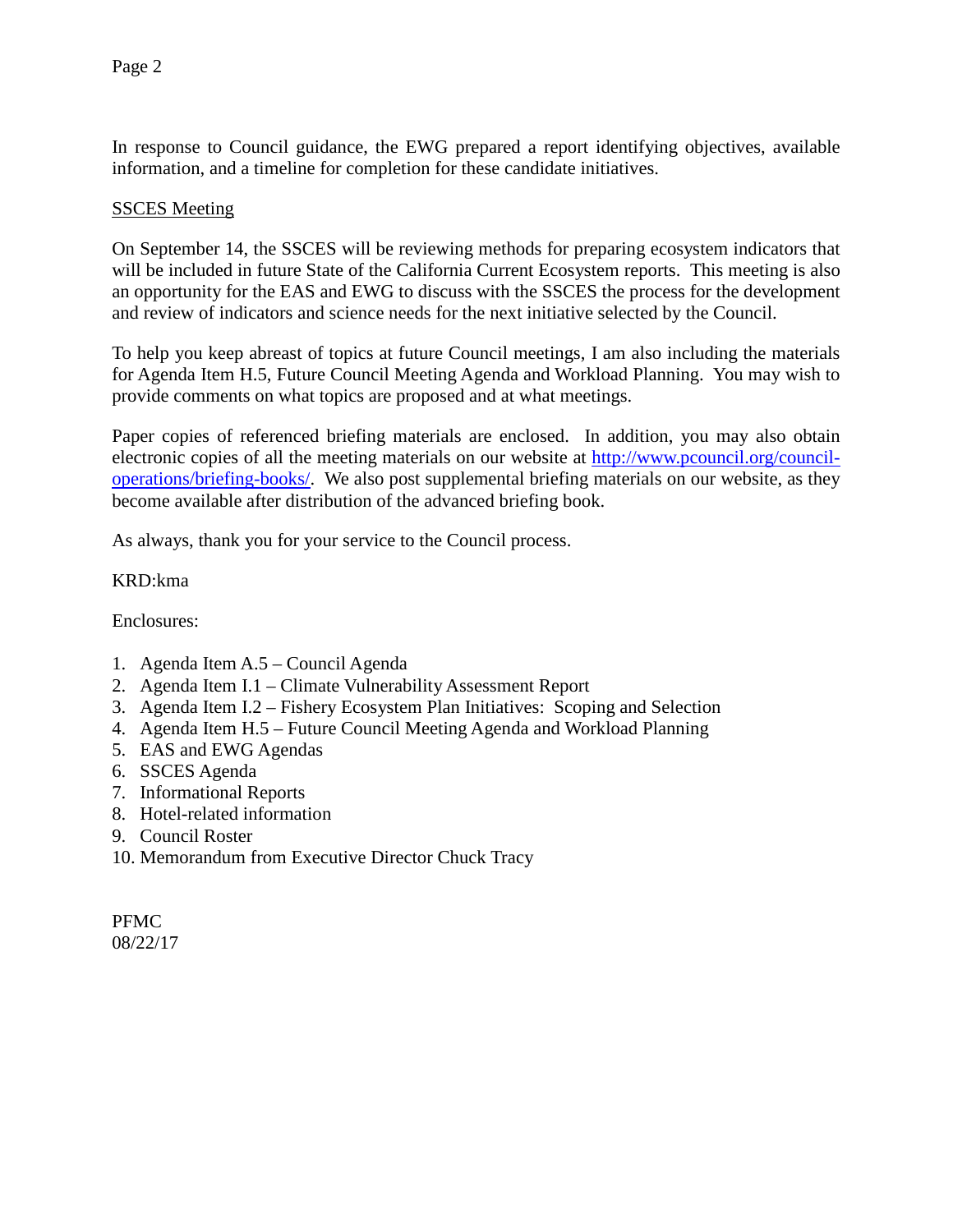In response to Council guidance, the EWG prepared a report identifying objectives, available information, and a timeline for completion for these candidate initiatives.

<u>SSCES Meeting</u>

On September 14, the SSCES will be reviewing methods for preparing ecosystem indicators that will be included in future State of the California Current Ecosystem reports. This meeting is also an opportunity for the EAS and EWG to discuss with the SSCES the process for the development and review of indicators and science needs for the next initiative selected by the Council.

To help you keep abreast of topics at future Council meetings, I am also including the materials for Agenda Item H.5, Future Council Meeting Agenda and Workload Planning. You may wish to provide comments on what topics are proposed and at what meetings.

Paper copies of referenced briefing materials are enclosed. In addition, you may also obtain electronic copies of all the meeting materials on our website at [http://www.pcouncil.org/council-operations/briefing-books/](http://www.pcouncil.org/council-operations/briefing-books/). We also post supplemental briefing materials on our website, as they become available after distribution of the advanced briefing book.

As always, thank you for your service to the Council process.

KRD:kma

Enclosures:

1. Agenda Item A.5 – Council Agenda
2. Agenda Item I.1 – Climate Vulnerability Assessment Report
3. Agenda Item I.2 – Fishery Ecosystem Plan Initiatives: Scoping and Selection
4. Agenda Item H.5 – Future Council Meeting Agenda and Workload Planning
5. EAS and EWG Agendas
6. SSCES Agenda
7. Informational Reports
8. Hotel-related information
9. Council Roster
10. Memorandum from Executive Director Chuck Tracy

PFMC
08/22/17